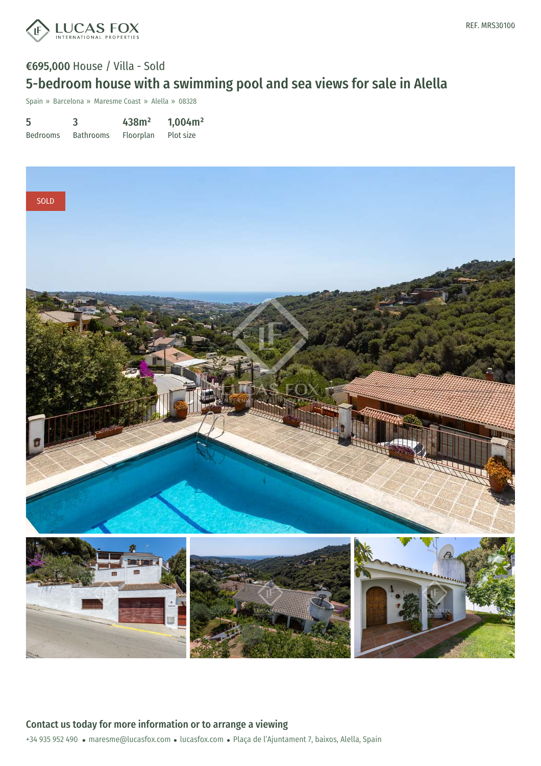LUCAS FOX INTERNATIONAL PROPERTIES

REF. MRS30100

**€695,000** House / Villa - Sold

# 5-bedroom house with a swimming pool and sea views for sale in Alella

Spain » Barcelona » Maresme Coast » Alella » 08328

| 5 | 3 | 438m² | 1,004m² |
|---|---|---|---|
| Bedrooms | Bathrooms | Floorplan | Plot size |

SOLD

## Contact us today for more information or to arrange a viewing

+34 935 952 490 • maresme@lucasfox.com • lucasfox.com • Plaça de l'Ajuntament 7, baixos, Alella, Spain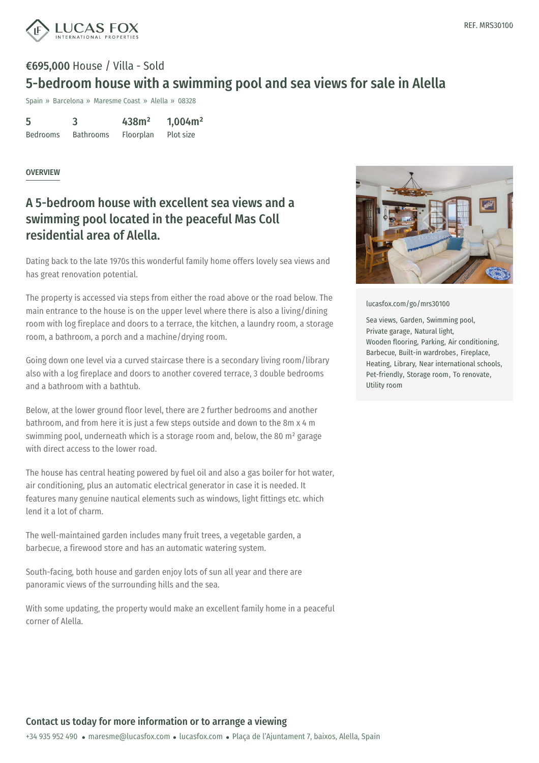REF. MRS30100

**€695,000** House / Villa - Sold

# 5-bedroom house with a swimming pool and sea views for sale in Alella

Spain » Barcelona » Maresme Coast » Alella » 08328

| 5 | 3 | 438m² | 1,004m² |
|---|---|---|---|
| Bedrooms | Bathrooms | Floorplan | Plot size |

## OVERVIEW

## A 5-bedroom house with excellent sea views and a swimming pool located in the peaceful Mas Coll residential area of Alella.

Dating back to the late 1970s this wonderful family home offers lovely sea views and has great renovation potential.

The property is accessed via steps from either the road above or the road below. The main entrance to the house is on the upper level where there is also a living/dining room with log fireplace and doors to a terrace, the kitchen, a laundry room, a storage room, a bathroom, a porch and a machine/drying room.

Going down one level via a curved staircase there is a secondary living room/library also with a log fireplace and doors to another covered terrace, 3 double bedrooms and a bathroom with a bathtub.

Below, at the lower ground floor level, there are 2 further bedrooms and another bathroom, and from here it is just a few steps outside and down to the 8m x 4 m swimming pool, underneath which is a storage room and, below, the 80 m² garage with direct access to the lower road.

The house has central heating powered by fuel oil and also a gas boiler for hot water, air conditioning, plus an automatic electrical generator in case it is needed. It features many genuine nautical elements such as windows, light fittings etc. which lend it a lot of charm.

The well-maintained garden includes many fruit trees, a vegetable garden, a barbecue, a firewood store and has an automatic watering system.

South-facing, both house and garden enjoy lots of sun all year and there are panoramic views of the surrounding hills and the sea.

With some updating, the property would make an excellent family home in a peaceful corner of Alella.

lucasfox.com/go/mrs30100

Sea views, Garden, Swimming pool, Private garage, Natural light, Wooden flooring, Parking, Air conditioning, Barbecue, Built-in wardrobes, Fireplace, Heating, Library, Near international schools, Pet-friendly, Storage room, To renovate, Utility room

## Contact us today for more information or to arrange a viewing

+34 935 952 490 • maresme@lucasfox.com • lucasfox.com • Plaça de l'Ajuntament 7, baixos, Alella, Spain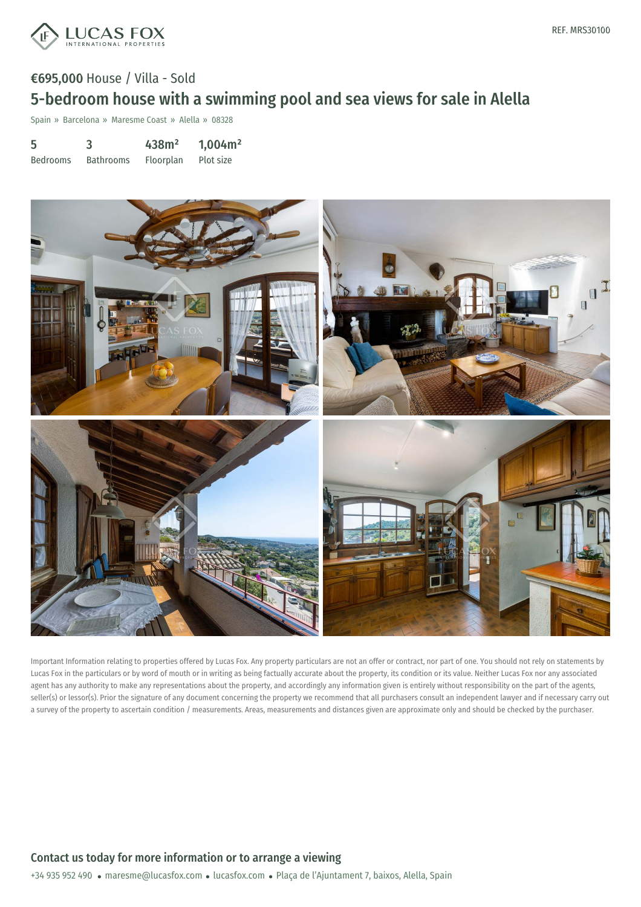REF. MRS30100

**€695,000** House / Villa - Sold

# 5-bedroom house with a swimming pool and sea views for sale in Alella

Spain » Barcelona » Maresme Coast » Alella » 08328

| 5 | 3 | 438m² | 1,004m² |
|---|---|---|---|
| Bedrooms | Bathrooms | Floorplan | Plot size |

Important Information relating to properties offered by Lucas Fox. Any property particulars are not an offer or contract, nor part of one. You should not rely on statements by Lucas Fox in the particulars or by word of mouth or in writing as being factually accurate about the property, its condition or its value. Neither Lucas Fox nor any associated agent has any authority to make any representations about the property, and accordingly any information given is entirely without responsibility on the part of the agents, seller(s) or lessor(s). Prior the signature of any document concerning the property we recommend that all purchasers consult an independent lawyer and if necessary carry out a survey of the property to ascertain condition / measurements. Areas, measurements and distances given are approximate only and should be checked by the purchaser.

## Contact us today for more information or to arrange a viewing

+34 935 952 490 • maresme@lucasfox.com • lucasfox.com • Plaça de l'Ajuntament 7, baixos, Alella, Spain